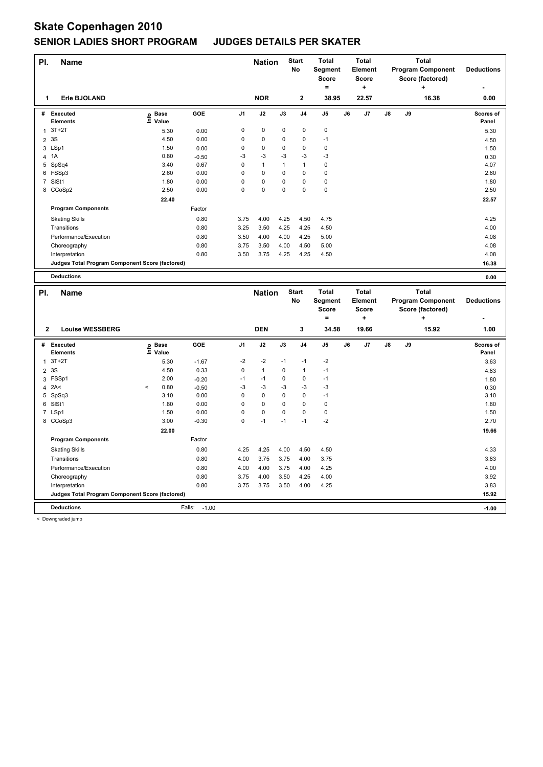# Skate Copenhagen 2010

## SENIOR LADIES SHORT PROGRAM JUDGES DETAILS PER SKATER

| Pl. | Name | Nation | Start No | Total Segment Score = | Total Element Score + | Total Program Component Score (factored) + | Deductions - |
|---|---|---|---|---|---|---|---|
| 1 | Erle BJOLAND | NOR | 2 | 38.95 | 22.57 | 16.38 | 0.00 |

| # | Executed Elements | Info | Base Value | GOE | J1 | J2 | J3 | J4 | J5 | J6 | J7 | J8 | J9 | Scores of Panel |
|---|---|---|---|---|---|---|---|---|---|---|---|---|---|---|
| 1 | 3T+2T | | 5.30 | 0.00 | 0 | 0 | 0 | 0 | 0 | | | | | 5.30 |
| 2 | 3S | | 4.50 | 0.00 | 0 | 0 | 0 | 0 | -1 | | | | | 4.50 |
| 3 | LSp1 | | 1.50 | 0.00 | 0 | 0 | 0 | 0 | 0 | | | | | 1.50 |
| 4 | 1A | | 0.80 | -0.50 | -3 | -3 | -3 | -3 | -3 | | | | | 0.30 |
| 5 | SpSq4 | | 3.40 | 0.67 | 0 | 1 | 1 | 1 | 0 | | | | | 4.07 |
| 6 | FSSp3 | | 2.60 | 0.00 | 0 | 0 | 0 | 0 | 0 | | | | | 2.60 |
| 7 | SlSt1 | | 1.80 | 0.00 | 0 | 0 | 0 | 0 | 0 | | | | | 1.80 |
| 8 | CCoSp2 | | 2.50 | 0.00 | 0 | 0 | 0 | 0 | 0 | | | | | 2.50 |
| | | | 22.40 | | | | | | | | | | | 22.57 |
| | **Program Components** | | | Factor | | | | | | | | | | |
| | Skating Skills | | | 0.80 | 3.75 | 4.00 | 4.25 | 4.50 | 4.75 | | | | | 4.25 |
| | Transitions | | | 0.80 | 3.25 | 3.50 | 4.25 | 4.25 | 4.50 | | | | | 4.00 |
| | Performance/Execution | | | 0.80 | 3.50 | 4.00 | 4.00 | 4.25 | 5.00 | | | | | 4.08 |
| | Choreography | | | 0.80 | 3.75 | 3.50 | 4.00 | 4.50 | 5.00 | | | | | 4.08 |
| | Interpretation | | | 0.80 | 3.50 | 3.75 | 4.25 | 4.25 | 4.50 | | | | | 4.08 |
| | **Judges Total Program Component Score (factored)** | | | | | | | | | | | | | 16.38 |
| | **Deductions** | | | | | | | | | | | | | 0.00 |

| Pl. | Name | Nation | Start No | Total Segment Score = | Total Element Score + | Total Program Component Score (factored) + | Deductions - |
|---|---|---|---|---|---|---|---|
| 2 | Louise WESSBERG | DEN | 3 | 34.58 | 19.66 | 15.92 | 1.00 |

| # | Executed Elements | Info | Base Value | GOE | J1 | J2 | J3 | J4 | J5 | J6 | J7 | J8 | J9 | Scores of Panel |
|---|---|---|---|---|---|---|---|---|---|---|---|---|---|---|
| 1 | 3T+2T | | 5.30 | -1.67 | -2 | -2 | -1 | -1 | -2 | | | | | 3.63 |
| 2 | 3S | | 4.50 | 0.33 | 0 | 1 | 0 | 1 | -1 | | | | | 4.83 |
| 3 | FSSp1 | | 2.00 | -0.20 | -1 | -1 | 0 | 0 | -1 | | | | | 1.80 |
| 4 | 2A< | < | 0.80 | -0.50 | -3 | -3 | -3 | -3 | -3 | | | | | 0.30 |
| 5 | SpSq3 | | 3.10 | 0.00 | 0 | 0 | 0 | 0 | -1 | | | | | 3.10 |
| 6 | SlSt1 | | 1.80 | 0.00 | 0 | 0 | 0 | 0 | 0 | | | | | 1.80 |
| 7 | LSp1 | | 1.50 | 0.00 | 0 | 0 | 0 | 0 | 0 | | | | | 1.50 |
| 8 | CCoSp3 | | 3.00 | -0.30 | 0 | -1 | -1 | -1 | -2 | | | | | 2.70 |
| | | | 22.00 | | | | | | | | | | | 19.66 |
| | **Program Components** | | | Factor | | | | | | | | | | |
| | Skating Skills | | | 0.80 | 4.25 | 4.25 | 4.00 | 4.50 | 4.50 | | | | | 4.33 |
| | Transitions | | | 0.80 | 4.00 | 3.75 | 3.75 | 4.00 | 3.75 | | | | | 3.83 |
| | Performance/Execution | | | 0.80 | 4.00 | 4.00 | 3.75 | 4.00 | 4.25 | | | | | 4.00 |
| | Choreography | | | 0.80 | 3.75 | 4.00 | 3.50 | 4.25 | 4.00 | | | | | 3.92 |
| | Interpretation | | | 0.80 | 3.75 | 3.75 | 3.50 | 4.00 | 4.25 | | | | | 3.83 |
| | **Judges Total Program Component Score (factored)** | | | | | | | | | | | | | 15.92 |
| | **Deductions** | | | Falls: -1.00 | | | | | | | | | | -1.00 |

< Downgraded jump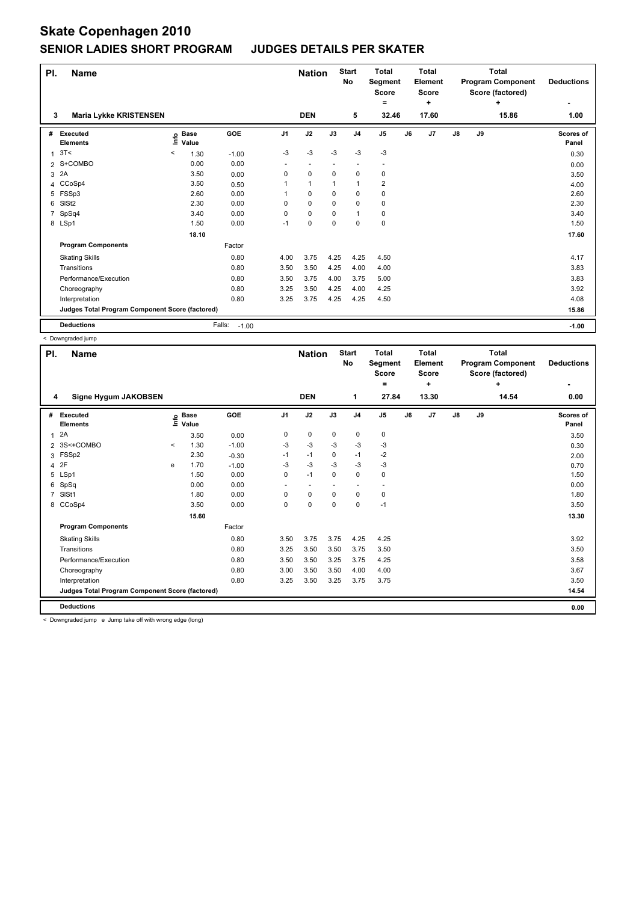# Skate Copenhagen 2010

## SENIOR LADIES SHORT PROGRAM JUDGES DETAILS PER SKATER

| Pl. | Name | Nation | Start No | Total Segment Score = | Total Element Score + | Total Program Component Score (factored) + | Deductions - |
|---|---|---|---|---|---|---|---|
| 3 | Maria Lykke KRISTENSEN | DEN | 5 | 32.46 | 17.60 | 15.86 | 1.00 |

| # | Executed Elements | Info | Base Value | GOE | J1 | J2 | J3 | J4 | J5 | J6 | J7 | J8 | J9 | Scores of Panel |
|---|---|---|---|---|---|---|---|---|---|---|---|---|---|---|
| 1 | 3T< | < | 1.30 | -1.00 | -3 | -3 | -3 | -3 | -3 | | | | | 0.30 |
| 2 | S+COMBO | | 0.00 | 0.00 | - | - | - | - | - | | | | | 0.00 |
| 3 | 2A | | 3.50 | 0.00 | 0 | 0 | 0 | 0 | 0 | | | | | 3.50 |
| 4 | CCoSp4 | | 3.50 | 0.50 | 1 | 1 | 1 | 1 | 2 | | | | | 4.00 |
| 5 | FSSp3 | | 2.60 | 0.00 | 1 | 0 | 0 | 0 | 0 | | | | | 2.60 |
| 6 | SlSt2 | | 2.30 | 0.00 | 0 | 0 | 0 | 0 | 0 | | | | | 2.30 |
| 7 | SpSq4 | | 3.40 | 0.00 | 0 | 0 | 0 | 1 | 0 | | | | | 3.40 |
| 8 | LSp1 | | 1.50 | 0.00 | -1 | 0 | 0 | 0 | 0 | | | | | 1.50 |
| | | | 18.10 | | | | | | | | | | | 17.60 |

| Program Components | Factor | J1 | J2 | J3 | J4 | J5 | J6 | J7 | J8 | J9 | |
|---|---|---|---|---|---|---|---|---|---|---|---|
| Skating Skills | 0.80 | 4.00 | 3.75 | 4.25 | 4.25 | 4.50 | | | | | 4.17 |
| Transitions | 0.80 | 3.50 | 3.50 | 4.25 | 4.00 | 4.00 | | | | | 3.83 |
| Performance/Execution | 0.80 | 3.50 | 3.75 | 4.00 | 3.75 | 5.00 | | | | | 3.83 |
| Choreography | 0.80 | 3.25 | 3.50 | 4.25 | 4.00 | 4.25 | | | | | 3.92 |
| Interpretation | 0.80 | 3.25 | 3.75 | 4.25 | 4.25 | 4.50 | | | | | 4.08 |
| Judges Total Program Component Score (factored) | | | | | | | | | | | 15.86 |

| Deductions | Falls: -1.00 | -1.00 |
|---|---|---|

< Downgraded jump

| Pl. | Name | Nation | Start No | Total Segment Score = | Total Element Score + | Total Program Component Score (factored) + | Deductions - |
|---|---|---|---|---|---|---|---|
| 4 | Signe Hygum JAKOBSEN | DEN | 1 | 27.84 | 13.30 | 14.54 | 0.00 |

| # | Executed Elements | Info | Base Value | GOE | J1 | J2 | J3 | J4 | J5 | J6 | J7 | J8 | J9 | Scores of Panel |
|---|---|---|---|---|---|---|---|---|---|---|---|---|---|---|
| 1 | 2A | | 3.50 | 0.00 | 0 | 0 | 0 | 0 | 0 | | | | | 3.50 |
| 2 | 3S<+COMBO | < | 1.30 | -1.00 | -3 | -3 | -3 | -3 | -3 | | | | | 0.30 |
| 3 | FSSp2 | | 2.30 | -0.30 | -1 | -1 | 0 | -1 | -2 | | | | | 2.00 |
| 4 | 2F | e | 1.70 | -1.00 | -3 | -3 | -3 | -3 | -3 | | | | | 0.70 |
| 5 | LSp1 | | 1.50 | 0.00 | 0 | -1 | 0 | 0 | 0 | | | | | 1.50 |
| 6 | SpSq | | 0.00 | 0.00 | - | - | - | - | - | | | | | 0.00 |
| 7 | SlSt1 | | 1.80 | 0.00 | 0 | 0 | 0 | 0 | 0 | | | | | 1.80 |
| 8 | CCoSp4 | | 3.50 | 0.00 | 0 | 0 | 0 | 0 | -1 | | | | | 3.50 |
| | | | 15.60 | | | | | | | | | | | 13.30 |

| Program Components | Factor | J1 | J2 | J3 | J4 | J5 | J6 | J7 | J8 | J9 | |
|---|---|---|---|---|---|---|---|---|---|---|---|
| Skating Skills | 0.80 | 3.50 | 3.75 | 3.75 | 4.25 | 4.25 | | | | | 3.92 |
| Transitions | 0.80 | 3.25 | 3.50 | 3.50 | 3.75 | 3.50 | | | | | 3.50 |
| Performance/Execution | 0.80 | 3.50 | 3.50 | 3.25 | 3.75 | 4.25 | | | | | 3.58 |
| Choreography | 0.80 | 3.00 | 3.50 | 3.50 | 4.00 | 4.00 | | | | | 3.67 |
| Interpretation | 0.80 | 3.25 | 3.50 | 3.25 | 3.75 | 3.75 | | | | | 3.50 |
| Judges Total Program Component Score (factored) | | | | | | | | | | | 14.54 |

| Deductions | | 0.00 |
|---|---|---|

< Downgraded jump e Jump take off with wrong edge (long)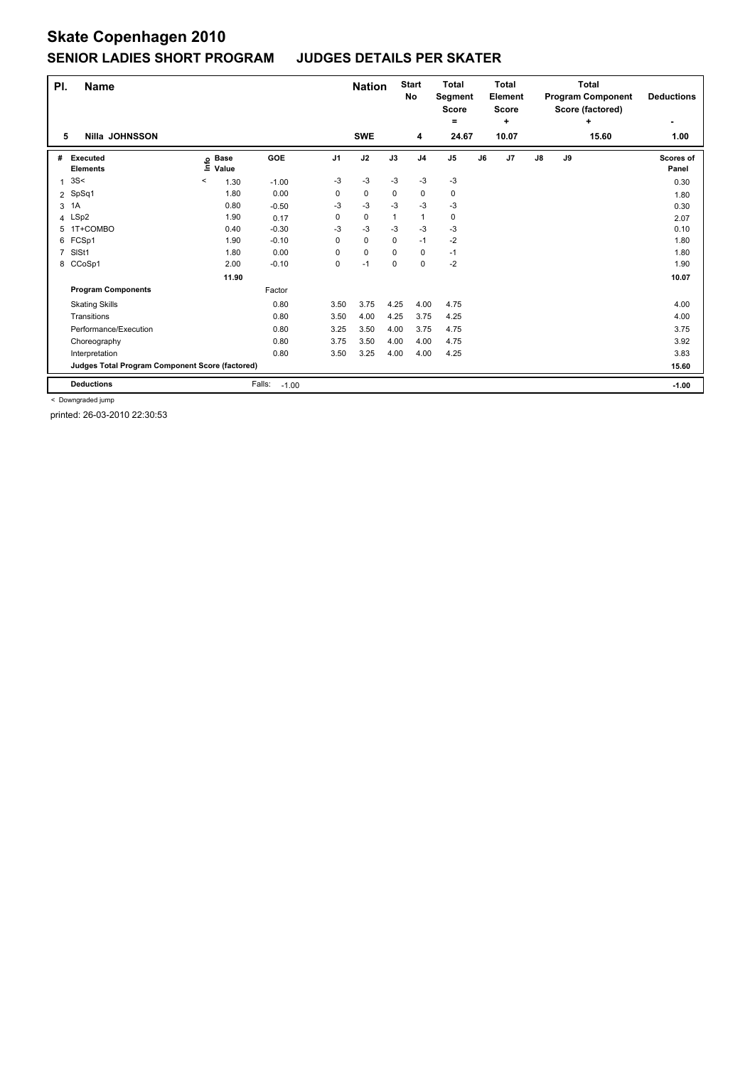# Skate Copenhagen 2010

## SENIOR LADIES SHORT PROGRAM JUDGES DETAILS PER SKATER

| Pl. | Name | Nation | Start No | Total Segment Score = | Total Element Score + | Total Program Component Score (factored) + | Deductions - |
|---|---|---|---|---|---|---|---|
| 5 | Nilla JOHNSSON | SWE | 4 | 24.67 | 10.07 | 15.60 | 1.00 |

| # | Executed Elements | Info | Base Value | GOE | J1 | J2 | J3 | J4 | J5 | J6 | J7 | J8 | J9 | Scores of Panel |
|---|---|---|---|---|---|---|---|---|---|---|---|---|---|---|
| 1 | 3S< | < | 1.30 | -1.00 | -3 | -3 | -3 | -3 | -3 | | | | | 0.30 |
| 2 | SpSq1 | | 1.80 | 0.00 | 0 | 0 | 0 | 0 | 0 | | | | | 1.80 |
| 3 | 1A | | 0.80 | -0.50 | -3 | -3 | -3 | -3 | -3 | | | | | 0.30 |
| 4 | LSp2 | | 1.90 | 0.17 | 0 | 0 | 1 | 1 | 0 | | | | | 2.07 |
| 5 | 1T+COMBO | | 0.40 | -0.30 | -3 | -3 | -3 | -3 | -3 | | | | | 0.10 |
| 6 | FCSp1 | | 1.90 | -0.10 | 0 | 0 | 0 | -1 | -2 | | | | | 1.80 |
| 7 | SlSt1 | | 1.80 | 0.00 | 0 | 0 | 0 | 0 | -1 | | | | | 1.80 |
| 8 | CCoSp1 | | 2.00 | -0.10 | 0 | -1 | 0 | 0 | -2 | | | | | 1.90 |
| | | | 11.90 | | | | | | | | | | | 10.07 |
| | **Program Components** | | | Factor | | | | | | | | | | |
| | Skating Skills | | | 0.80 | 3.50 | 3.75 | 4.25 | 4.00 | 4.75 | | | | | 4.00 |
| | Transitions | | | 0.80 | 3.50 | 4.00 | 4.25 | 3.75 | 4.25 | | | | | 4.00 |
| | Performance/Execution | | | 0.80 | 3.25 | 3.50 | 4.00 | 3.75 | 4.75 | | | | | 3.75 |
| | Choreography | | | 0.80 | 3.75 | 3.50 | 4.00 | 4.00 | 4.75 | | | | | 3.92 |
| | Interpretation | | | 0.80 | 3.50 | 3.25 | 4.00 | 4.00 | 4.25 | | | | | 3.83 |
| | **Judges Total Program Component Score (factored)** | | | | | | | | | | | | | 15.60 |
| | **Deductions** | | | Falls: -1.00 | | | | | | | | | | -1.00 |

< Downgraded jump

printed: 26-03-2010 22:30:53